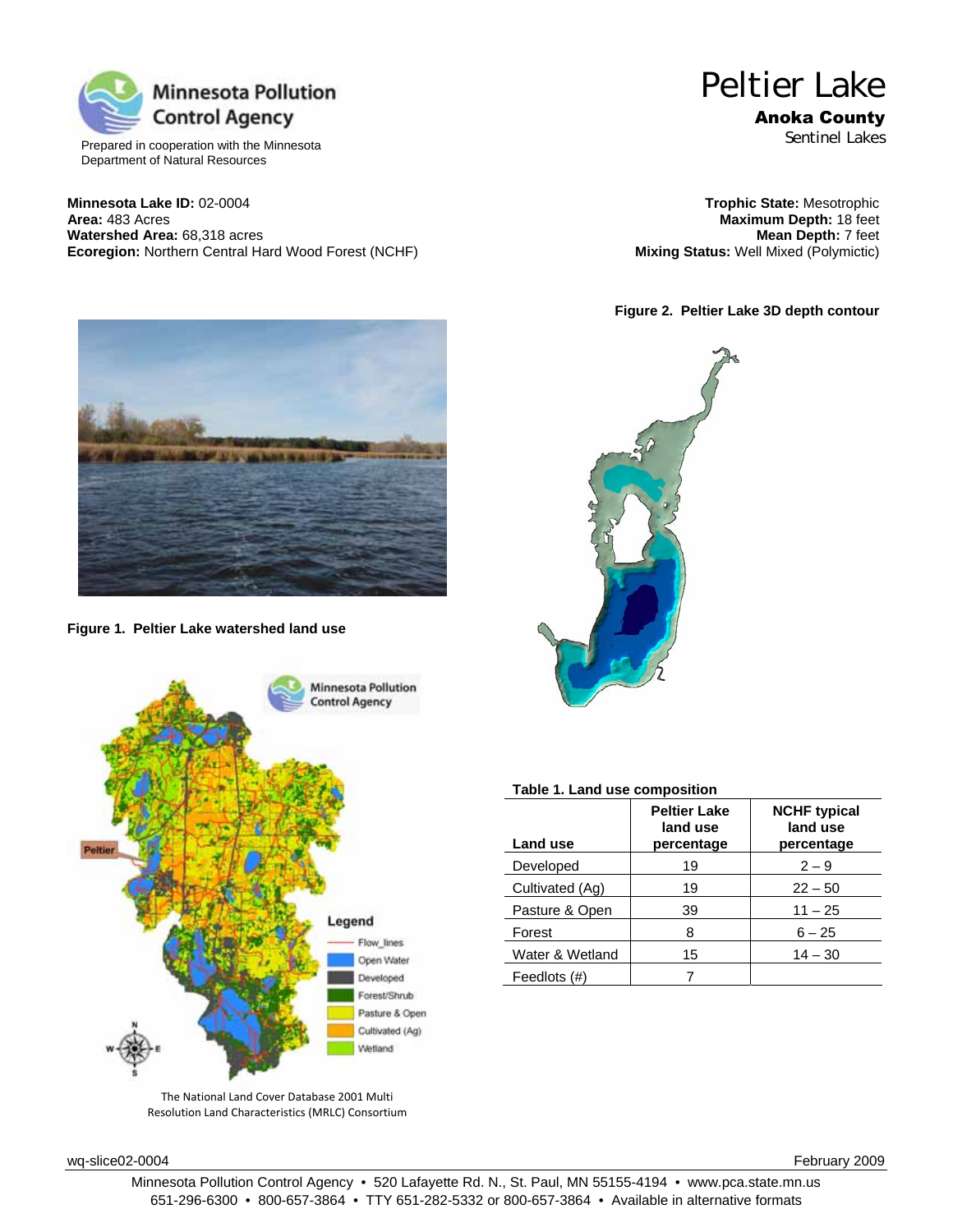Minnesota Pollution Control Agency

Prepared in cooperation with the Minnesota Department of Natural Resources

# Peltier Lake

**Anoka County**

Sentinel Lakes

**Minnesota Lake ID:** 02-0004
**Area:** 483 Acres
**Watershed Area:** 68,318 acres
**Ecoregion:** Northern Central Hard Wood Forest (NCHF)

**Trophic State:** Mesotrophic
**Maximum Depth:** 18 feet
**Mean Depth:** 7 feet
**Mixing Status:** Well Mixed (Polymictic)

**Figure 2. Peltier Lake 3D depth contour**

**Figure 1. Peltier Lake watershed land use**

The National Land Cover Database 2001 Multi Resolution Land Characteristics (MRLC) Consortium

**Table 1. Land use composition**

| Land use | Peltier Lake land use percentage | NCHF typical land use percentage |
|---|---|---|
| Developed | 19 | 2 – 9 |
| Cultivated (Ag) | 19 | 22 – 50 |
| Pasture & Open | 39 | 11 – 25 |
| Forest | 8 | 6 – 25 |
| Water & Wetland | 15 | 14 – 30 |
| Feedlots (#) | 7 | |

wq-slice02-0004 February 2009

Minnesota Pollution Control Agency • 520 Lafayette Rd. N., St. Paul, MN 55155-4194 • www.pca.state.mn.us
651-296-6300 • 800-657-3864 • TTY 651-282-5332 or 800-657-3864 • Available in alternative formats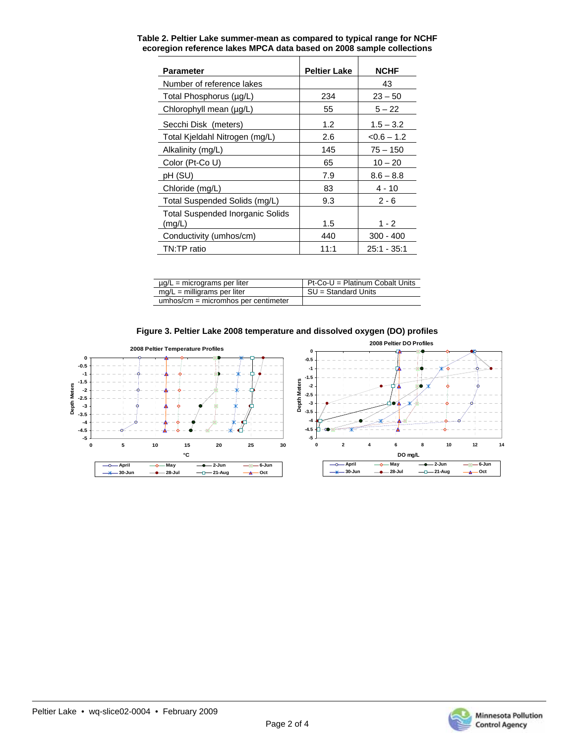**Table 2. Peltier Lake summer-mean as compared to typical range for NCHF ecoregion reference lakes MPCA data based on 2008 sample collections**

| Parameter | Peltier Lake | NCHF |
|---|---|---|
| Number of reference lakes | | 43 |
| Total Phosphorus (µg/L) | 234 | 23 – 50 |
| Chlorophyll mean (µg/L) | 55 | 5 – 22 |
| Secchi Disk (meters) | 1.2 | 1.5 – 3.2 |
| Total Kjeldahl Nitrogen (mg/L) | 2.6 | <0.6 – 1.2 |
| Alkalinity (mg/L) | 145 | 75 – 150 |
| Color (Pt-Co U) | 65 | 10 – 20 |
| pH (SU) | 7.9 | 8.6 – 8.8 |
| Chloride (mg/L) | 83 | 4 - 10 |
| Total Suspended Solids (mg/L) | 9.3 | 2 - 6 |
| Total Suspended Inorganic Solids (mg/L) | 1.5 | 1 - 2 |
| Conductivity (umhos/cm) | 440 | 300 - 400 |
| TN:TP ratio | 11:1 | 25:1 - 35:1 |

| | |
|---|---|
| µg/L = micrograms per liter | Pt-Co-U = Platinum Cobalt Units |
| mg/L = milligrams per liter | SU = Standard Units |
| umhos/cm = micromhos per centimeter | |

**Figure 3. Peltier Lake 2008 temperature and dissolved oxygen (DO) profiles**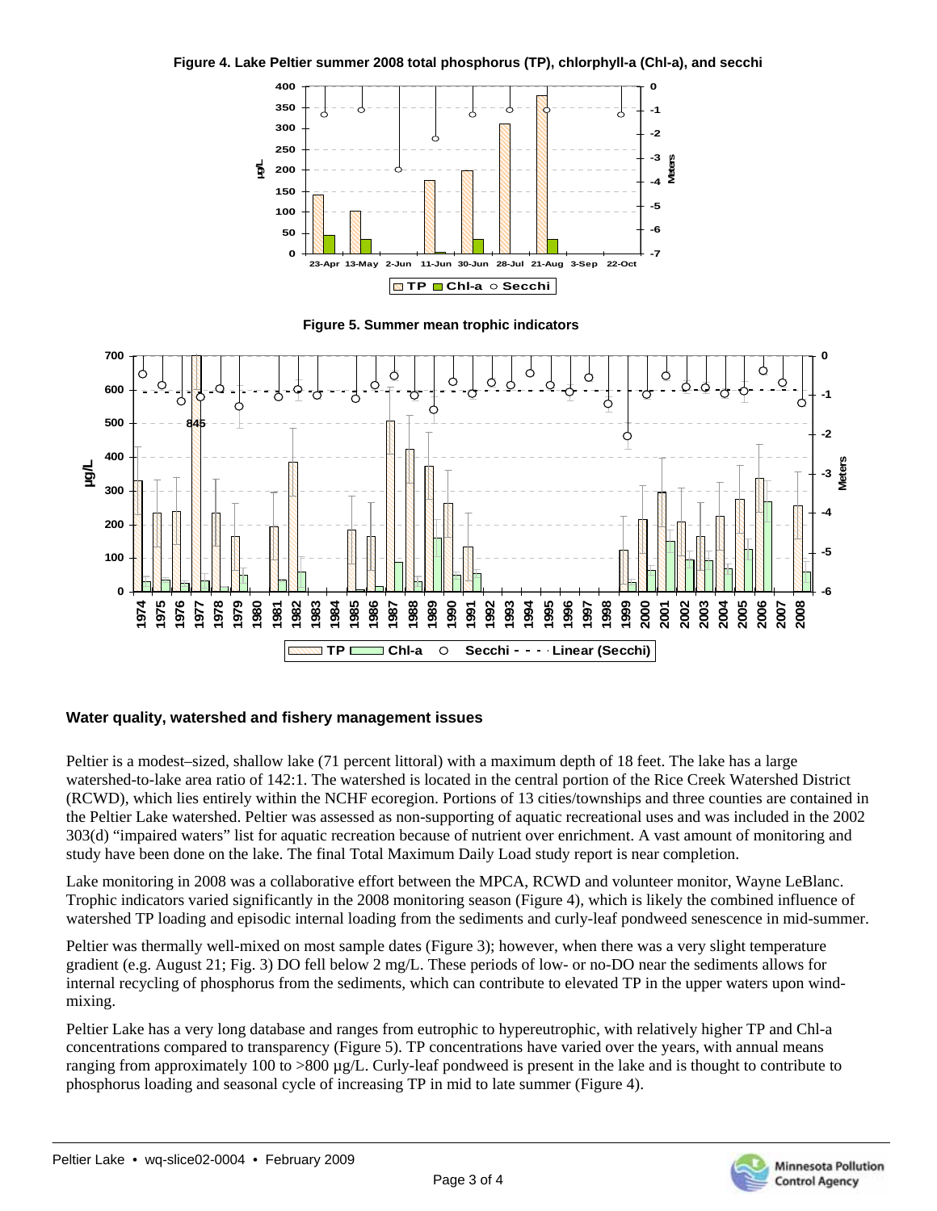**Figure 4. Lake Peltier summer 2008 total phosphorus (TP), chlorphyll-a (Chl-a), and secchi**

**Figure 5. Summer mean trophic indicators**

### Water quality, watershed and fishery management issues

Peltier is a modest–sized, shallow lake (71 percent littoral) with a maximum depth of 18 feet. The lake has a large watershed-to-lake area ratio of 142:1. The watershed is located in the central portion of the Rice Creek Watershed District (RCWD), which lies entirely within the NCHF ecoregion. Portions of 13 cities/townships and three counties are contained in the Peltier Lake watershed. Peltier was assessed as non-supporting of aquatic recreational uses and was included in the 2002 303(d) "impaired waters" list for aquatic recreation because of nutrient over enrichment. A vast amount of monitoring and study have been done on the lake. The final Total Maximum Daily Load study report is near completion.

Lake monitoring in 2008 was a collaborative effort between the MPCA, RCWD and volunteer monitor, Wayne LeBlanc. Trophic indicators varied significantly in the 2008 monitoring season (Figure 4), which is likely the combined influence of watershed TP loading and episodic internal loading from the sediments and curly-leaf pondweed senescence in mid-summer.

Peltier was thermally well-mixed on most sample dates (Figure 3); however, when there was a very slight temperature gradient (e.g. August 21; Fig. 3) DO fell below 2 mg/L. These periods of low- or no-DO near the sediments allows for internal recycling of phosphorus from the sediments, which can contribute to elevated TP in the upper waters upon wind-mixing.

Peltier Lake has a very long database and ranges from eutrophic to hypereutrophic, with relatively higher TP and Chl-a concentrations compared to transparency (Figure 5). TP concentrations have varied over the years, with annual means ranging from approximately 100 to >800 µg/L. Curly-leaf pondweed is present in the lake and is thought to contribute to phosphorus loading and seasonal cycle of increasing TP in mid to late summer (Figure 4).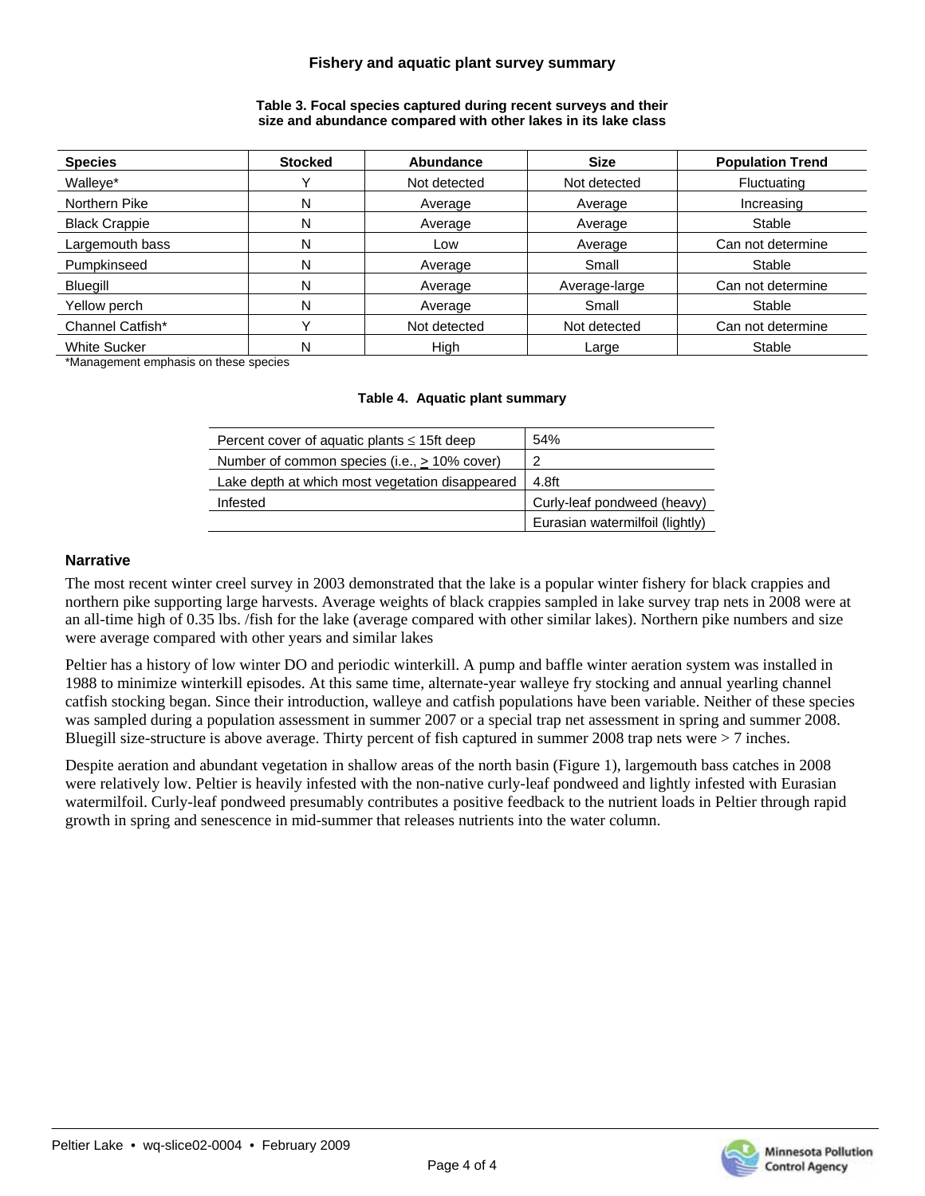### Fishery and aquatic plant survey summary

**Table 3. Focal species captured during recent surveys and their size and abundance compared with other lakes in its lake class**

| Species | Stocked | Abundance | Size | Population Trend |
|---|---|---|---|---|
| Walleye* | Y | Not detected | Not detected | Fluctuating |
| Northern Pike | N | Average | Average | Increasing |
| Black Crappie | N | Average | Average | Stable |
| Largemouth bass | N | Low | Average | Can not determine |
| Pumpkinseed | N | Average | Small | Stable |
| Bluegill | N | Average | Average-large | Can not determine |
| Yellow perch | N | Average | Small | Stable |
| Channel Catfish* | Y | Not detected | Not detected | Can not determine |
| White Sucker | N | High | Large | Stable |

*Management emphasis on these species

**Table 4. Aquatic plant summary**

| | |
|---|---|
| Percent cover of aquatic plants ≤ 15ft deep | 54% |
| Number of common species (i.e., ≥ 10% cover) | 2 |
| Lake depth at which most vegetation disappeared | 4.8ft |
| Infested | Curly-leaf pondweed (heavy) |
| | Eurasian watermilfoil (lightly) |

### Narrative

The most recent winter creel survey in 2003 demonstrated that the lake is a popular winter fishery for black crappies and northern pike supporting large harvests. Average weights of black crappies sampled in lake survey trap nets in 2008 were at an all-time high of 0.35 lbs. /fish for the lake (average compared with other similar lakes). Northern pike numbers and size were average compared with other years and similar lakes

Peltier has a history of low winter DO and periodic winterkill. A pump and baffle winter aeration system was installed in 1988 to minimize winterkill episodes. At this same time, alternate-year walleye fry stocking and annual yearling channel catfish stocking began. Since their introduction, walleye and catfish populations have been variable. Neither of these species was sampled during a population assessment in summer 2007 or a special trap net assessment in spring and summer 2008. Bluegill size-structure is above average. Thirty percent of fish captured in summer 2008 trap nets were > 7 inches.

Despite aeration and abundant vegetation in shallow areas of the north basin (Figure 1), largemouth bass catches in 2008 were relatively low. Peltier is heavily infested with the non-native curly-leaf pondweed and lightly infested with Eurasian watermilfoil. Curly-leaf pondweed presumably contributes a positive feedback to the nutrient loads in Peltier through rapid growth in spring and senescence in mid-summer that releases nutrients into the water column.